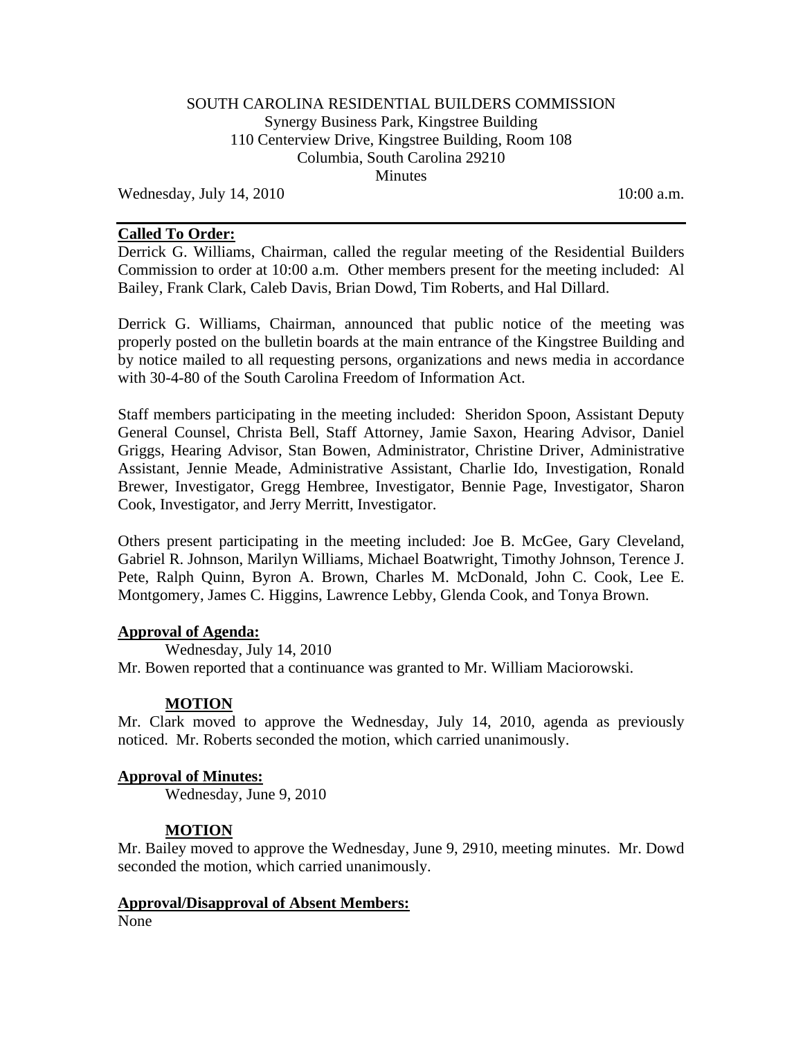SOUTH CAROLINA RESIDENTIAL BUILDERS COMMISSION
Synergy Business Park, Kingstree Building
110 Centerview Drive, Kingstree Building, Room 108
Columbia, South Carolina 29210
Minutes

Wednesday, July 14, 2010 10:00 a.m.

---

**Called To Order:**

Derrick G. Williams, Chairman, called the regular meeting of the Residential Builders Commission to order at 10:00 a.m. Other members present for the meeting included: Al Bailey, Frank Clark, Caleb Davis, Brian Dowd, Tim Roberts, and Hal Dillard.

Derrick G. Williams, Chairman, announced that public notice of the meeting was properly posted on the bulletin boards at the main entrance of the Kingstree Building and by notice mailed to all requesting persons, organizations and news media in accordance with 30-4-80 of the South Carolina Freedom of Information Act.

Staff members participating in the meeting included: Sheridon Spoon, Assistant Deputy General Counsel, Christa Bell, Staff Attorney, Jamie Saxon, Hearing Advisor, Daniel Griggs, Hearing Advisor, Stan Bowen, Administrator, Christine Driver, Administrative Assistant, Jennie Meade, Administrative Assistant, Charlie Ido, Investigation, Ronald Brewer, Investigator, Gregg Hembree, Investigator, Bennie Page, Investigator, Sharon Cook, Investigator, and Jerry Merritt, Investigator.

Others present participating in the meeting included: Joe B. McGee, Gary Cleveland, Gabriel R. Johnson, Marilyn Williams, Michael Boatwright, Timothy Johnson, Terence J. Pete, Ralph Quinn, Byron A. Brown, Charles M. McDonald, John C. Cook, Lee E. Montgomery, James C. Higgins, Lawrence Lebby, Glenda Cook, and Tonya Brown.

**Approval of Agenda:**

Wednesday, July 14, 2010

Mr. Bowen reported that a continuance was granted to Mr. William Maciorowski.

**MOTION**

Mr. Clark moved to approve the Wednesday, July 14, 2010, agenda as previously noticed. Mr. Roberts seconded the motion, which carried unanimously.

**Approval of Minutes:**

Wednesday, June 9, 2010

**MOTION**

Mr. Bailey moved to approve the Wednesday, June 9, 2910, meeting minutes. Mr. Dowd seconded the motion, which carried unanimously.

**Approval/Disapproval of Absent Members:**

None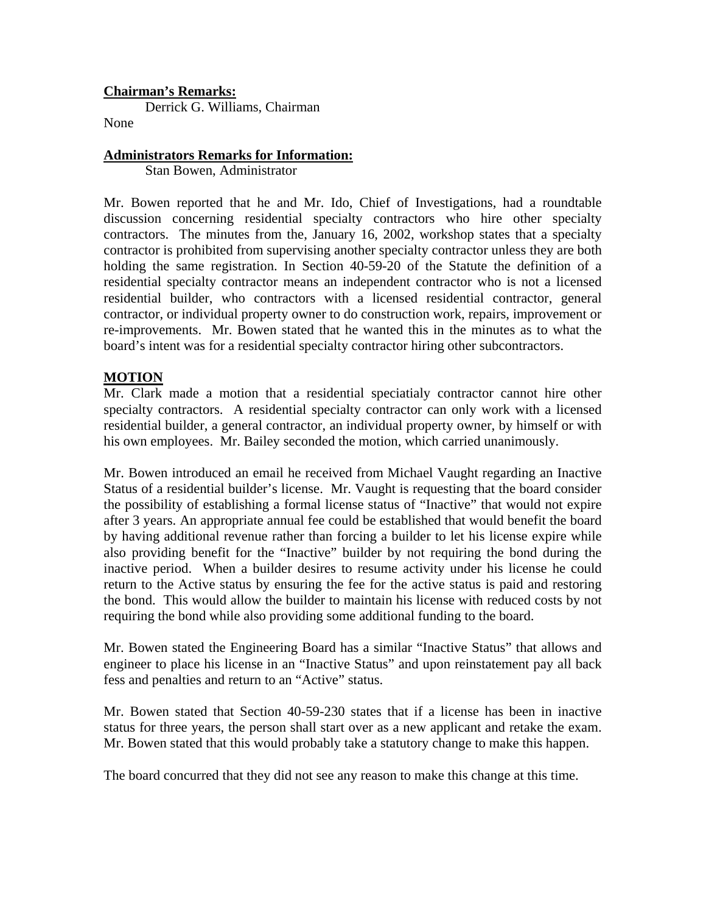**Chairman's Remarks:**

Derrick G. Williams, Chairman

None

**Administrators Remarks for Information:**

Stan Bowen, Administrator

Mr. Bowen reported that he and Mr. Ido, Chief of Investigations, had a roundtable discussion concerning residential specialty contractors who hire other specialty contractors. The minutes from the, January 16, 2002, workshop states that a specialty contractor is prohibited from supervising another specialty contractor unless they are both holding the same registration. In Section 40-59-20 of the Statute the definition of a residential specialty contractor means an independent contractor who is not a licensed residential builder, who contractors with a licensed residential contractor, general contractor, or individual property owner to do construction work, repairs, improvement or re-improvements. Mr. Bowen stated that he wanted this in the minutes as to what the board's intent was for a residential specialty contractor hiring other subcontractors.

**MOTION**

Mr. Clark made a motion that a residential speciatialy contractor cannot hire other specialty contractors. A residential specialty contractor can only work with a licensed residential builder, a general contractor, an individual property owner, by himself or with his own employees. Mr. Bailey seconded the motion, which carried unanimously.

Mr. Bowen introduced an email he received from Michael Vaught regarding an Inactive Status of a residential builder's license. Mr. Vaught is requesting that the board consider the possibility of establishing a formal license status of "Inactive" that would not expire after 3 years. An appropriate annual fee could be established that would benefit the board by having additional revenue rather than forcing a builder to let his license expire while also providing benefit for the "Inactive" builder by not requiring the bond during the inactive period. When a builder desires to resume activity under his license he could return to the Active status by ensuring the fee for the active status is paid and restoring the bond. This would allow the builder to maintain his license with reduced costs by not requiring the bond while also providing some additional funding to the board.

Mr. Bowen stated the Engineering Board has a similar "Inactive Status" that allows and engineer to place his license in an "Inactive Status" and upon reinstatement pay all back fess and penalties and return to an "Active" status.

Mr. Bowen stated that Section 40-59-230 states that if a license has been in inactive status for three years, the person shall start over as a new applicant and retake the exam. Mr. Bowen stated that this would probably take a statutory change to make this happen.

The board concurred that they did not see any reason to make this change at this time.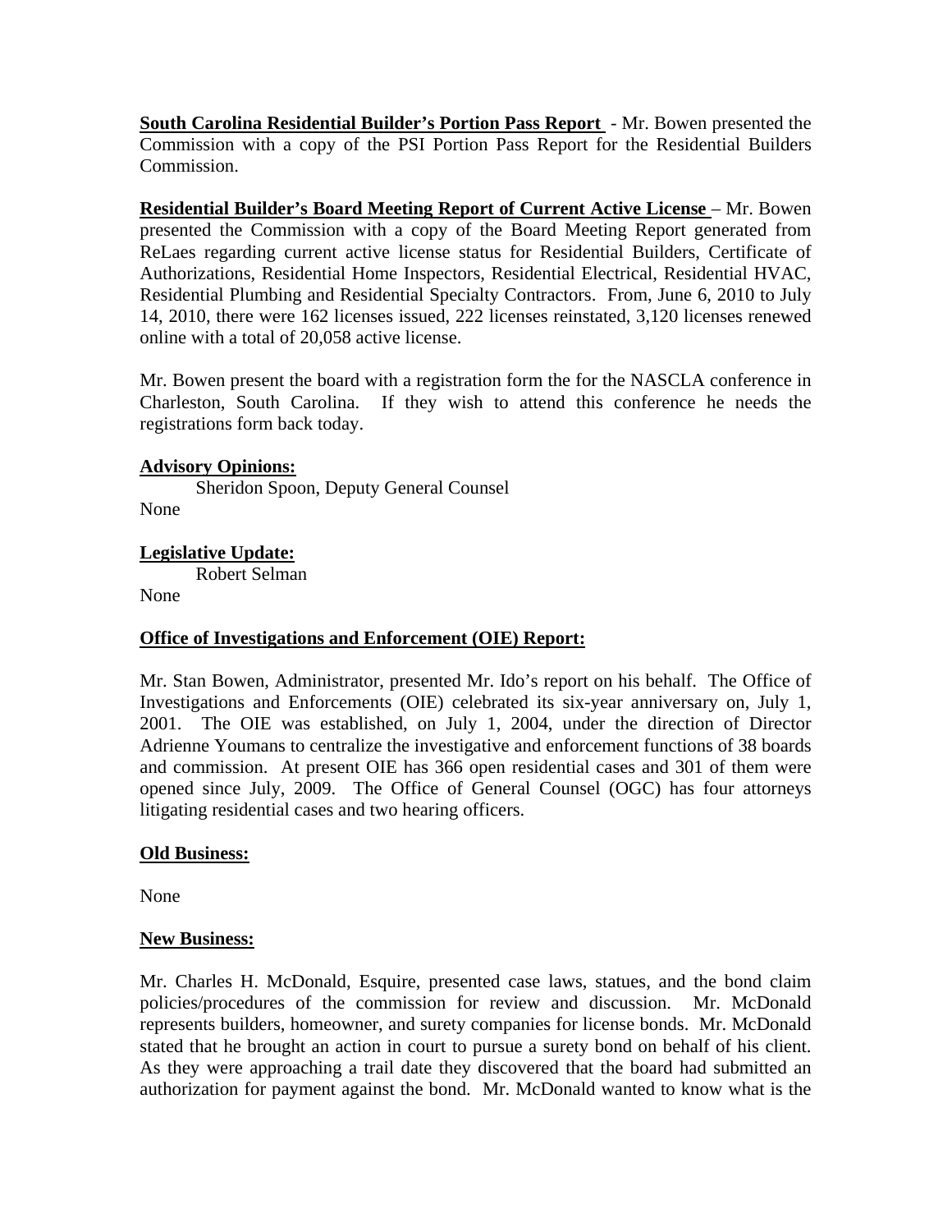**South Carolina Residential Builder's Portion Pass Report** - Mr. Bowen presented the Commission with a copy of the PSI Portion Pass Report for the Residential Builders Commission.

**Residential Builder's Board Meeting Report of Current Active License** – Mr. Bowen presented the Commission with a copy of the Board Meeting Report generated from ReLaes regarding current active license status for Residential Builders, Certificate of Authorizations, Residential Home Inspectors, Residential Electrical, Residential HVAC, Residential Plumbing and Residential Specialty Contractors. From, June 6, 2010 to July 14, 2010, there were 162 licenses issued, 222 licenses reinstated, 3,120 licenses renewed online with a total of 20,058 active license.

Mr. Bowen present the board with a registration form the for the NASCLA conference in Charleston, South Carolina. If they wish to attend this conference he needs the registrations form back today.

**Advisory Opinions:**

Sheridon Spoon, Deputy General Counsel

None

**Legislative Update:**

Robert Selman

None

**Office of Investigations and Enforcement (OIE) Report:**

Mr. Stan Bowen, Administrator, presented Mr. Ido's report on his behalf. The Office of Investigations and Enforcements (OIE) celebrated its six-year anniversary on, July 1, 2001. The OIE was established, on July 1, 2004, under the direction of Director Adrienne Youmans to centralize the investigative and enforcement functions of 38 boards and commission. At present OIE has 366 open residential cases and 301 of them were opened since July, 2009. The Office of General Counsel (OGC) has four attorneys litigating residential cases and two hearing officers.

**Old Business:**

None

**New Business:**

Mr. Charles H. McDonald, Esquire, presented case laws, statues, and the bond claim policies/procedures of the commission for review and discussion. Mr. McDonald represents builders, homeowner, and surety companies for license bonds. Mr. McDonald stated that he brought an action in court to pursue a surety bond on behalf of his client. As they were approaching a trail date they discovered that the board had submitted an authorization for payment against the bond. Mr. McDonald wanted to know what is the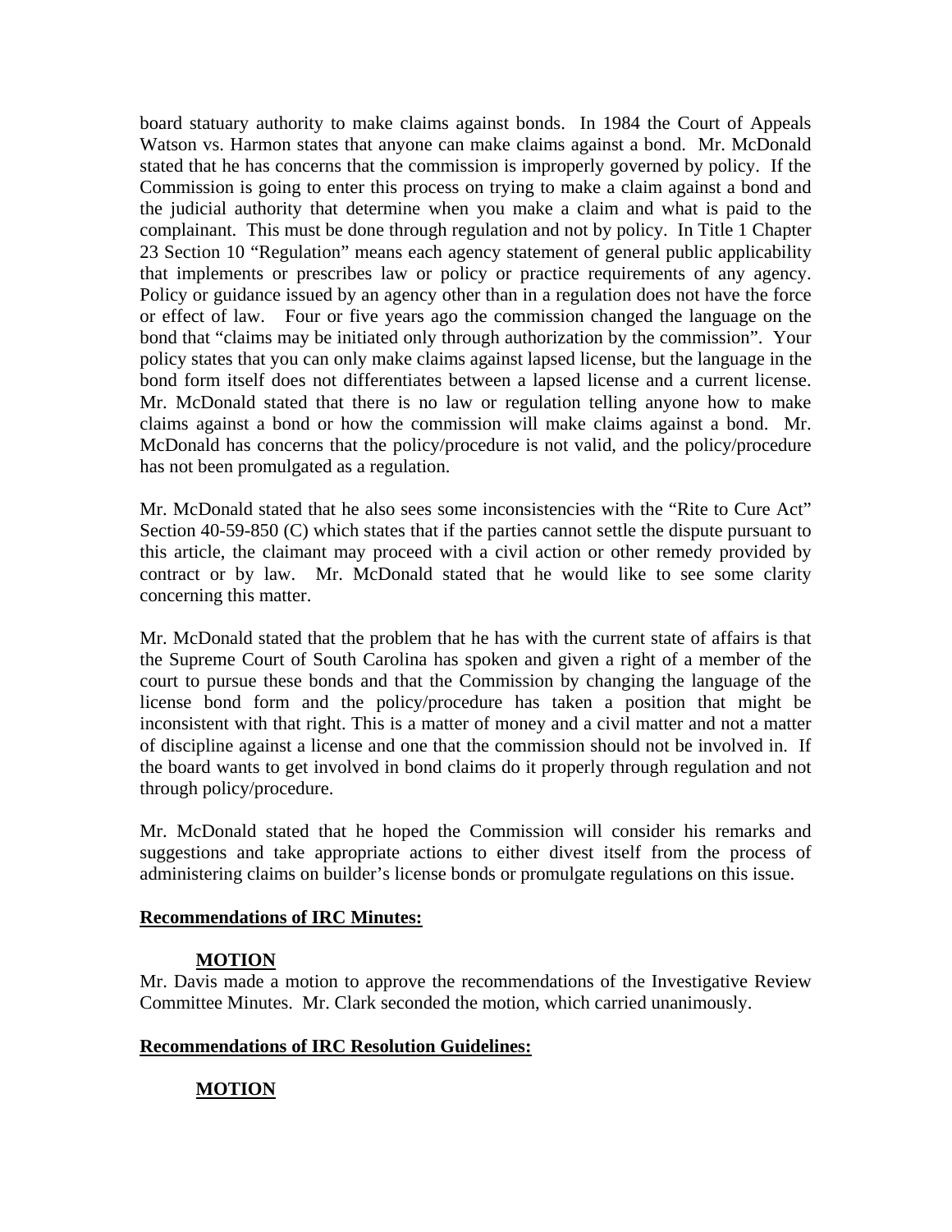board statuary authority to make claims against bonds. In 1984 the Court of Appeals Watson vs. Harmon states that anyone can make claims against a bond. Mr. McDonald stated that he has concerns that the commission is improperly governed by policy. If the Commission is going to enter this process on trying to make a claim against a bond and the judicial authority that determine when you make a claim and what is paid to the complainant. This must be done through regulation and not by policy. In Title 1 Chapter 23 Section 10 "Regulation" means each agency statement of general public applicability that implements or prescribes law or policy or practice requirements of any agency. Policy or guidance issued by an agency other than in a regulation does not have the force or effect of law. Four or five years ago the commission changed the language on the bond that "claims may be initiated only through authorization by the commission". Your policy states that you can only make claims against lapsed license, but the language in the bond form itself does not differentiates between a lapsed license and a current license. Mr. McDonald stated that there is no law or regulation telling anyone how to make claims against a bond or how the commission will make claims against a bond. Mr. McDonald has concerns that the policy/procedure is not valid, and the policy/procedure has not been promulgated as a regulation.

Mr. McDonald stated that he also sees some inconsistencies with the "Rite to Cure Act" Section 40-59-850 (C) which states that if the parties cannot settle the dispute pursuant to this article, the claimant may proceed with a civil action or other remedy provided by contract or by law. Mr. McDonald stated that he would like to see some clarity concerning this matter.

Mr. McDonald stated that the problem that he has with the current state of affairs is that the Supreme Court of South Carolina has spoken and given a right of a member of the court to pursue these bonds and that the Commission by changing the language of the license bond form and the policy/procedure has taken a position that might be inconsistent with that right. This is a matter of money and a civil matter and not a matter of discipline against a license and one that the commission should not be involved in. If the board wants to get involved in bond claims do it properly through regulation and not through policy/procedure.

Mr. McDonald stated that he hoped the Commission will consider his remarks and suggestions and take appropriate actions to either divest itself from the process of administering claims on builder's license bonds or promulgate regulations on this issue.

**Recommendations of IRC Minutes:**

**MOTION**

Mr. Davis made a motion to approve the recommendations of the Investigative Review Committee Minutes. Mr. Clark seconded the motion, which carried unanimously.

**Recommendations of IRC Resolution Guidelines:**

**MOTION**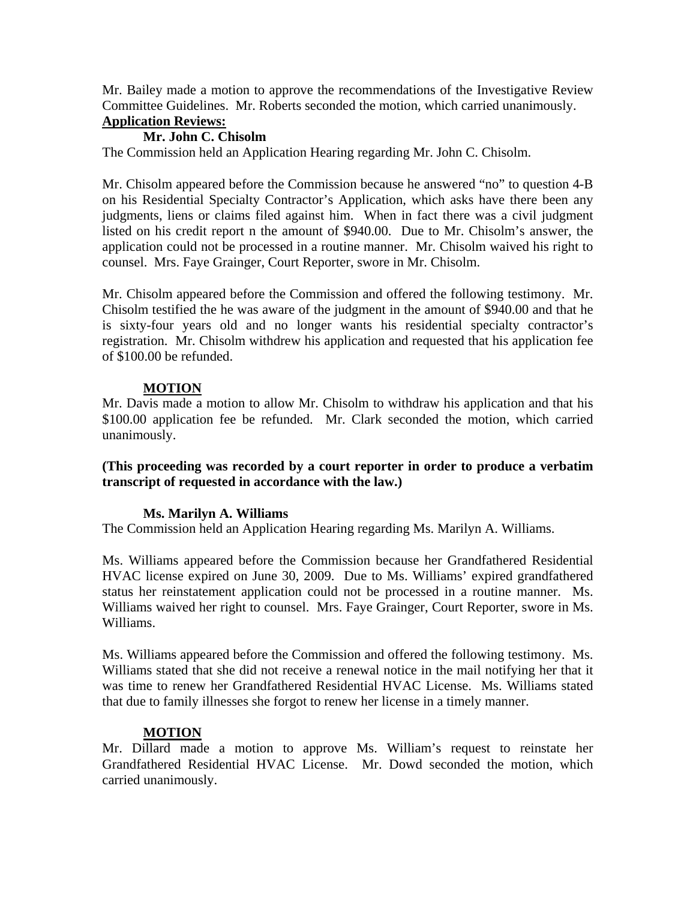Mr. Bailey made a motion to approve the recommendations of the Investigative Review Committee Guidelines. Mr. Roberts seconded the motion, which carried unanimously.

**Application Reviews:**

**Mr. John C. Chisolm**

The Commission held an Application Hearing regarding Mr. John C. Chisolm.

Mr. Chisolm appeared before the Commission because he answered "no" to question 4-B on his Residential Specialty Contractor's Application, which asks have there been any judgments, liens or claims filed against him. When in fact there was a civil judgment listed on his credit report n the amount of $940.00. Due to Mr. Chisolm's answer, the application could not be processed in a routine manner. Mr. Chisolm waived his right to counsel. Mrs. Faye Grainger, Court Reporter, swore in Mr. Chisolm.

Mr. Chisolm appeared before the Commission and offered the following testimony. Mr. Chisolm testified the he was aware of the judgment in the amount of $940.00 and that he is sixty-four years old and no longer wants his residential specialty contractor's registration. Mr. Chisolm withdrew his application and requested that his application fee of $100.00 be refunded.

**MOTION**

Mr. Davis made a motion to allow Mr. Chisolm to withdraw his application and that his $100.00 application fee be refunded. Mr. Clark seconded the motion, which carried unanimously.

**(This proceeding was recorded by a court reporter in order to produce a verbatim transcript of requested in accordance with the law.)**

**Ms. Marilyn A. Williams**

The Commission held an Application Hearing regarding Ms. Marilyn A. Williams.

Ms. Williams appeared before the Commission because her Grandfathered Residential HVAC license expired on June 30, 2009. Due to Ms. Williams' expired grandfathered status her reinstatement application could not be processed in a routine manner. Ms. Williams waived her right to counsel. Mrs. Faye Grainger, Court Reporter, swore in Ms. Williams.

Ms. Williams appeared before the Commission and offered the following testimony. Ms. Williams stated that she did not receive a renewal notice in the mail notifying her that it was time to renew her Grandfathered Residential HVAC License. Ms. Williams stated that due to family illnesses she forgot to renew her license in a timely manner.

**MOTION**

Mr. Dillard made a motion to approve Ms. William's request to reinstate her Grandfathered Residential HVAC License. Mr. Dowd seconded the motion, which carried unanimously.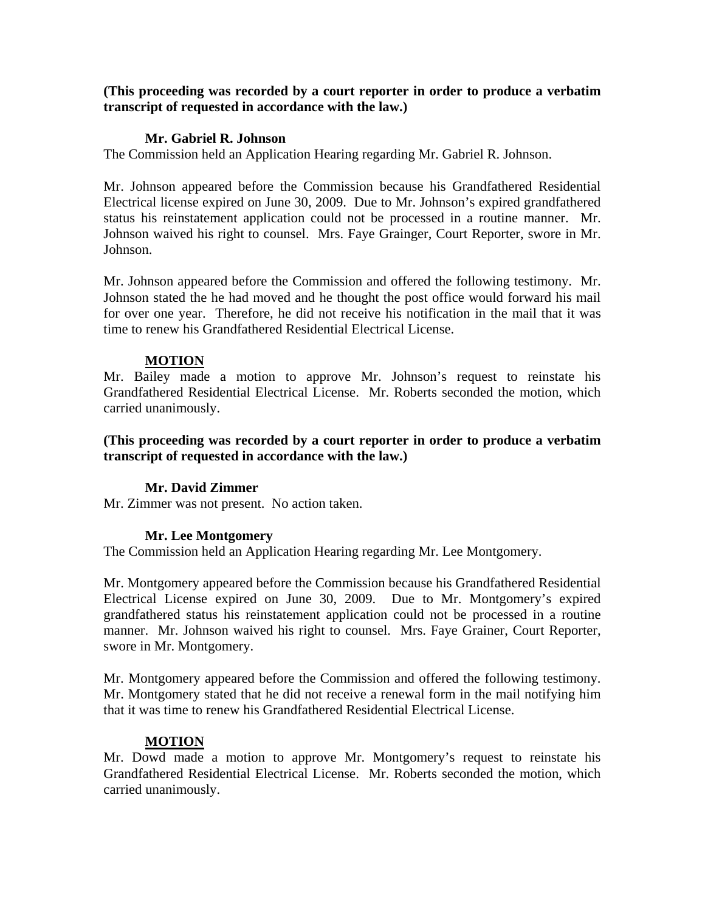**(This proceeding was recorded by a court reporter in order to produce a verbatim transcript of requested in accordance with the law.)**

**Mr. Gabriel R. Johnson**

The Commission held an Application Hearing regarding Mr. Gabriel R. Johnson.

Mr. Johnson appeared before the Commission because his Grandfathered Residential Electrical license expired on June 30, 2009. Due to Mr. Johnson's expired grandfathered status his reinstatement application could not be processed in a routine manner. Mr. Johnson waived his right to counsel. Mrs. Faye Grainger, Court Reporter, swore in Mr. Johnson.

Mr. Johnson appeared before the Commission and offered the following testimony. Mr. Johnson stated the he had moved and he thought the post office would forward his mail for over one year. Therefore, he did not receive his notification in the mail that it was time to renew his Grandfathered Residential Electrical License.

**MOTION**

Mr. Bailey made a motion to approve Mr. Johnson's request to reinstate his Grandfathered Residential Electrical License. Mr. Roberts seconded the motion, which carried unanimously.

**(This proceeding was recorded by a court reporter in order to produce a verbatim transcript of requested in accordance with the law.)**

**Mr. David Zimmer**

Mr. Zimmer was not present. No action taken.

**Mr. Lee Montgomery**

The Commission held an Application Hearing regarding Mr. Lee Montgomery.

Mr. Montgomery appeared before the Commission because his Grandfathered Residential Electrical License expired on June 30, 2009. Due to Mr. Montgomery's expired grandfathered status his reinstatement application could not be processed in a routine manner. Mr. Johnson waived his right to counsel. Mrs. Faye Grainer, Court Reporter, swore in Mr. Montgomery.

Mr. Montgomery appeared before the Commission and offered the following testimony. Mr. Montgomery stated that he did not receive a renewal form in the mail notifying him that it was time to renew his Grandfathered Residential Electrical License.

**MOTION**

Mr. Dowd made a motion to approve Mr. Montgomery's request to reinstate his Grandfathered Residential Electrical License. Mr. Roberts seconded the motion, which carried unanimously.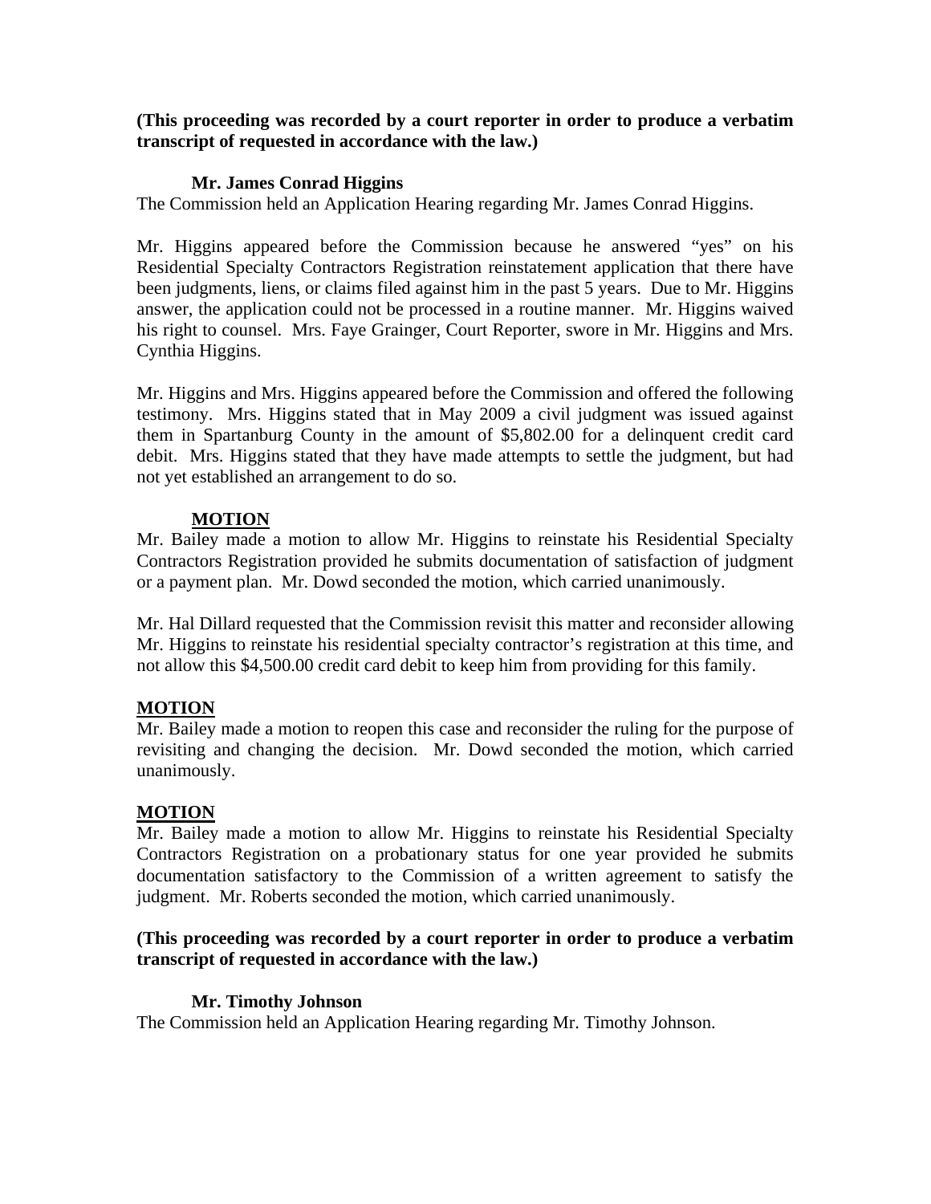**(This proceeding was recorded by a court reporter in order to produce a verbatim transcript of requested in accordance with the law.)**

**Mr. James Conrad Higgins**

The Commission held an Application Hearing regarding Mr. James Conrad Higgins.

Mr. Higgins appeared before the Commission because he answered "yes" on his Residential Specialty Contractors Registration reinstatement application that there have been judgments, liens, or claims filed against him in the past 5 years. Due to Mr. Higgins answer, the application could not be processed in a routine manner. Mr. Higgins waived his right to counsel. Mrs. Faye Grainger, Court Reporter, swore in Mr. Higgins and Mrs. Cynthia Higgins.

Mr. Higgins and Mrs. Higgins appeared before the Commission and offered the following testimony. Mrs. Higgins stated that in May 2009 a civil judgment was issued against them in Spartanburg County in the amount of $5,802.00 for a delinquent credit card debit. Mrs. Higgins stated that they have made attempts to settle the judgment, but had not yet established an arrangement to do so.

**MOTION**

Mr. Bailey made a motion to allow Mr. Higgins to reinstate his Residential Specialty Contractors Registration provided he submits documentation of satisfaction of judgment or a payment plan. Mr. Dowd seconded the motion, which carried unanimously.

Mr. Hal Dillard requested that the Commission revisit this matter and reconsider allowing Mr. Higgins to reinstate his residential specialty contractor's registration at this time, and not allow this $4,500.00 credit card debit to keep him from providing for this family.

**MOTION**

Mr. Bailey made a motion to reopen this case and reconsider the ruling for the purpose of revisiting and changing the decision. Mr. Dowd seconded the motion, which carried unanimously.

**MOTION**

Mr. Bailey made a motion to allow Mr. Higgins to reinstate his Residential Specialty Contractors Registration on a probationary status for one year provided he submits documentation satisfactory to the Commission of a written agreement to satisfy the judgment. Mr. Roberts seconded the motion, which carried unanimously.

**(This proceeding was recorded by a court reporter in order to produce a verbatim transcript of requested in accordance with the law.)**

**Mr. Timothy Johnson**

The Commission held an Application Hearing regarding Mr. Timothy Johnson.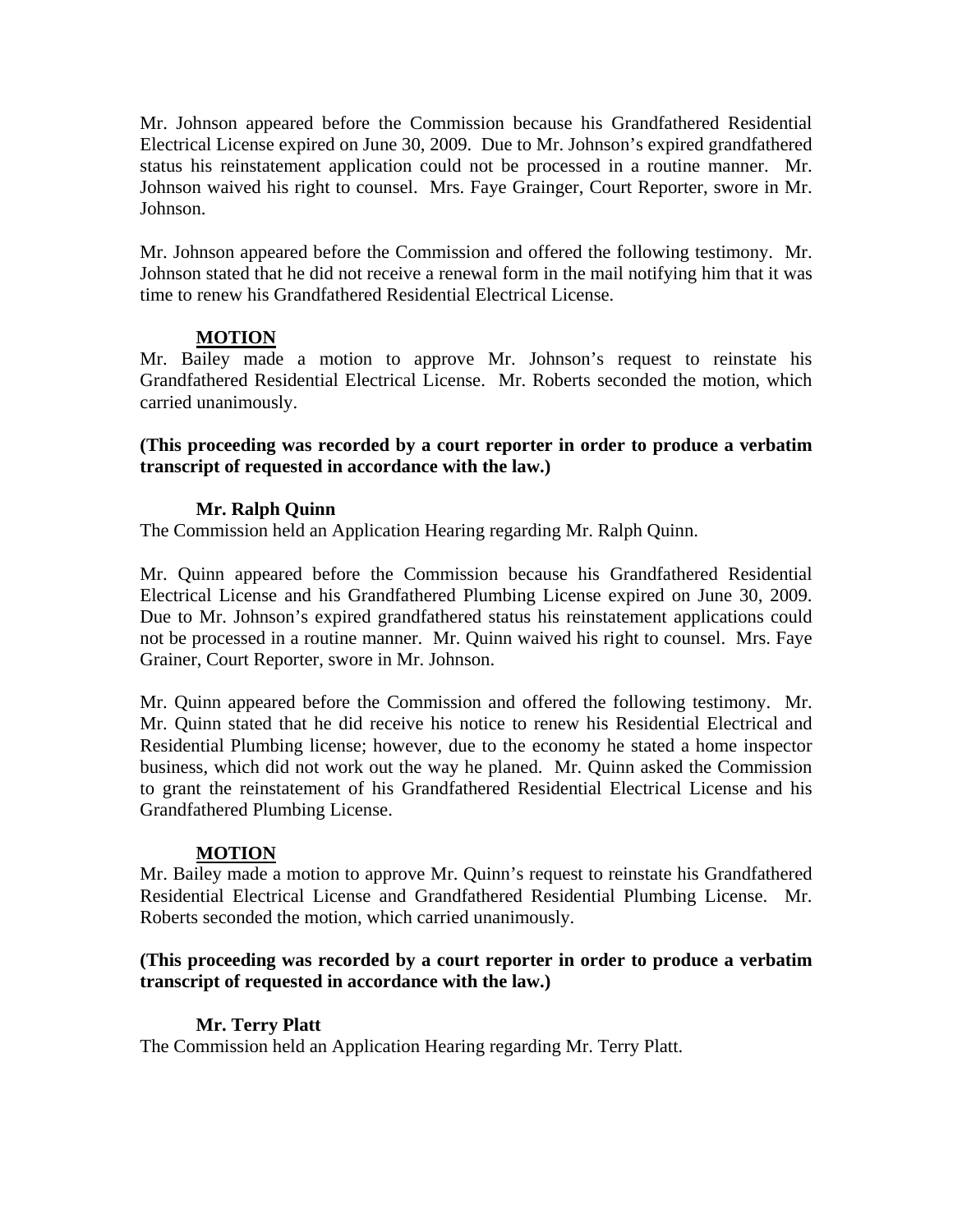Mr. Johnson appeared before the Commission because his Grandfathered Residential Electrical License expired on June 30, 2009. Due to Mr. Johnson's expired grandfathered status his reinstatement application could not be processed in a routine manner. Mr. Johnson waived his right to counsel. Mrs. Faye Grainger, Court Reporter, swore in Mr. Johnson.

Mr. Johnson appeared before the Commission and offered the following testimony. Mr. Johnson stated that he did not receive a renewal form in the mail notifying him that it was time to renew his Grandfathered Residential Electrical License.

**MOTION**

Mr. Bailey made a motion to approve Mr. Johnson's request to reinstate his Grandfathered Residential Electrical License. Mr. Roberts seconded the motion, which carried unanimously.

**(This proceeding was recorded by a court reporter in order to produce a verbatim transcript of requested in accordance with the law.)**

**Mr. Ralph Quinn**

The Commission held an Application Hearing regarding Mr. Ralph Quinn.

Mr. Quinn appeared before the Commission because his Grandfathered Residential Electrical License and his Grandfathered Plumbing License expired on June 30, 2009. Due to Mr. Johnson's expired grandfathered status his reinstatement applications could not be processed in a routine manner. Mr. Quinn waived his right to counsel. Mrs. Faye Grainer, Court Reporter, swore in Mr. Johnson.

Mr. Quinn appeared before the Commission and offered the following testimony. Mr. Mr. Quinn stated that he did receive his notice to renew his Residential Electrical and Residential Plumbing license; however, due to the economy he stated a home inspector business, which did not work out the way he planed. Mr. Quinn asked the Commission to grant the reinstatement of his Grandfathered Residential Electrical License and his Grandfathered Plumbing License.

**MOTION**

Mr. Bailey made a motion to approve Mr. Quinn's request to reinstate his Grandfathered Residential Electrical License and Grandfathered Residential Plumbing License. Mr. Roberts seconded the motion, which carried unanimously.

**(This proceeding was recorded by a court reporter in order to produce a verbatim transcript of requested in accordance with the law.)**

**Mr. Terry Platt**

The Commission held an Application Hearing regarding Mr. Terry Platt.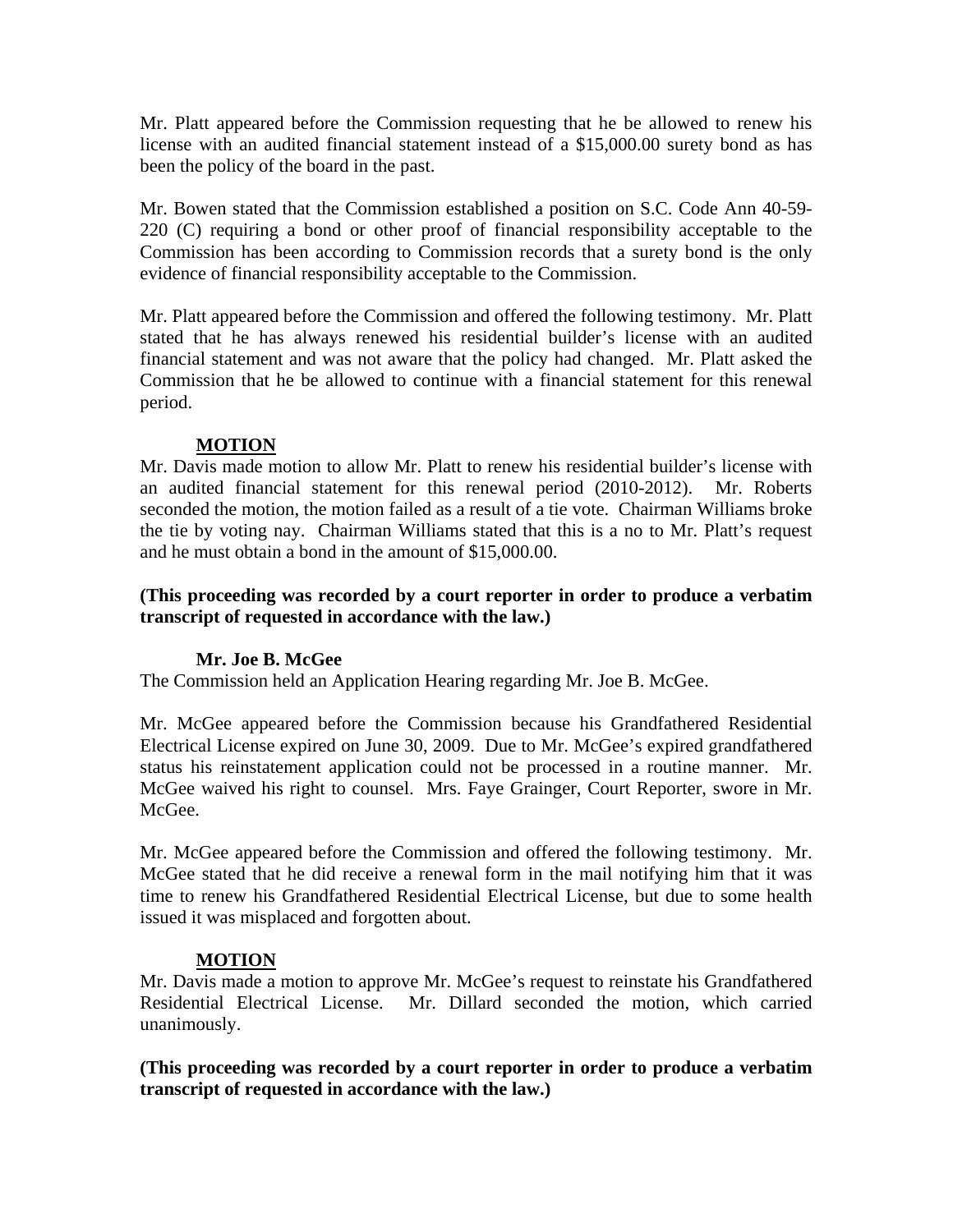Mr. Platt appeared before the Commission requesting that he be allowed to renew his license with an audited financial statement instead of a $15,000.00 surety bond as has been the policy of the board in the past.

Mr. Bowen stated that the Commission established a position on S.C. Code Ann 40-59-220 (C) requiring a bond or other proof of financial responsibility acceptable to the Commission has been according to Commission records that a surety bond is the only evidence of financial responsibility acceptable to the Commission.

Mr. Platt appeared before the Commission and offered the following testimony. Mr. Platt stated that he has always renewed his residential builder's license with an audited financial statement and was not aware that the policy had changed. Mr. Platt asked the Commission that he be allowed to continue with a financial statement for this renewal period.

**MOTION**

Mr. Davis made motion to allow Mr. Platt to renew his residential builder's license with an audited financial statement for this renewal period (2010-2012). Mr. Roberts seconded the motion, the motion failed as a result of a tie vote. Chairman Williams broke the tie by voting nay. Chairman Williams stated that this is a no to Mr. Platt's request and he must obtain a bond in the amount of $15,000.00.

**(This proceeding was recorded by a court reporter in order to produce a verbatim transcript of requested in accordance with the law.)**

**Mr. Joe B. McGee**

The Commission held an Application Hearing regarding Mr. Joe B. McGee.

Mr. McGee appeared before the Commission because his Grandfathered Residential Electrical License expired on June 30, 2009. Due to Mr. McGee's expired grandfathered status his reinstatement application could not be processed in a routine manner. Mr. McGee waived his right to counsel. Mrs. Faye Grainger, Court Reporter, swore in Mr. McGee.

Mr. McGee appeared before the Commission and offered the following testimony. Mr. McGee stated that he did receive a renewal form in the mail notifying him that it was time to renew his Grandfathered Residential Electrical License, but due to some health issued it was misplaced and forgotten about.

**MOTION**

Mr. Davis made a motion to approve Mr. McGee's request to reinstate his Grandfathered Residential Electrical License. Mr. Dillard seconded the motion, which carried unanimously.

**(This proceeding was recorded by a court reporter in order to produce a verbatim transcript of requested in accordance with the law.)**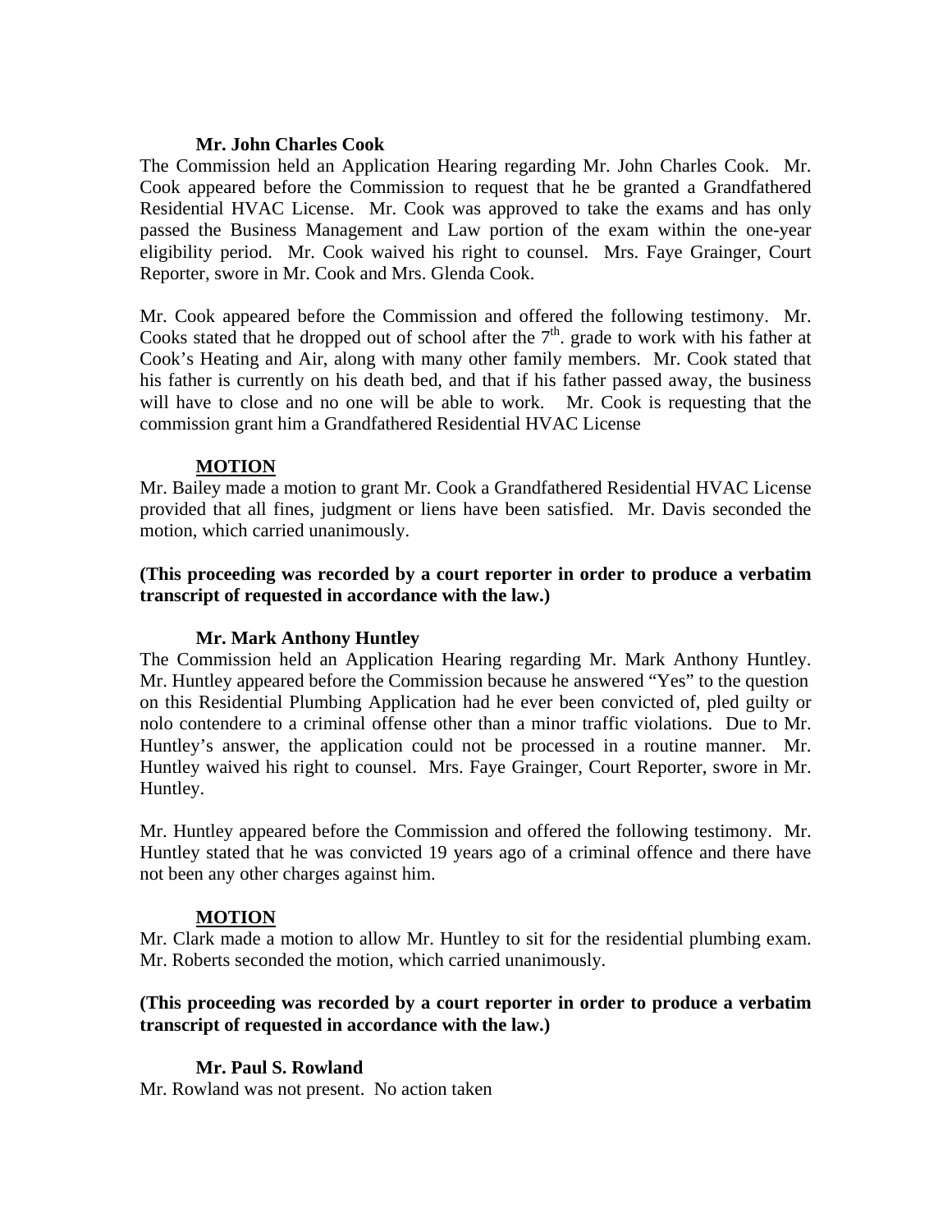**Mr. John Charles Cook**

The Commission held an Application Hearing regarding Mr. John Charles Cook. Mr. Cook appeared before the Commission to request that he be granted a Grandfathered Residential HVAC License. Mr. Cook was approved to take the exams and has only passed the Business Management and Law portion of the exam within the one-year eligibility period. Mr. Cook waived his right to counsel. Mrs. Faye Grainger, Court Reporter, swore in Mr. Cook and Mrs. Glenda Cook.

Mr. Cook appeared before the Commission and offered the following testimony. Mr. Cooks stated that he dropped out of school after the 7th. grade to work with his father at Cook's Heating and Air, along with many other family members. Mr. Cook stated that his father is currently on his death bed, and that if his father passed away, the business will have to close and no one will be able to work. Mr. Cook is requesting that the commission grant him a Grandfathered Residential HVAC License

**MOTION**

Mr. Bailey made a motion to grant Mr. Cook a Grandfathered Residential HVAC License provided that all fines, judgment or liens have been satisfied. Mr. Davis seconded the motion, which carried unanimously.

**(This proceeding was recorded by a court reporter in order to produce a verbatim transcript of requested in accordance with the law.)**

**Mr. Mark Anthony Huntley**

The Commission held an Application Hearing regarding Mr. Mark Anthony Huntley. Mr. Huntley appeared before the Commission because he answered "Yes" to the question on this Residential Plumbing Application had he ever been convicted of, pled guilty or nolo contendere to a criminal offense other than a minor traffic violations. Due to Mr. Huntley's answer, the application could not be processed in a routine manner. Mr. Huntley waived his right to counsel. Mrs. Faye Grainger, Court Reporter, swore in Mr. Huntley.

Mr. Huntley appeared before the Commission and offered the following testimony. Mr. Huntley stated that he was convicted 19 years ago of a criminal offence and there have not been any other charges against him.

**MOTION**

Mr. Clark made a motion to allow Mr. Huntley to sit for the residential plumbing exam. Mr. Roberts seconded the motion, which carried unanimously.

**(This proceeding was recorded by a court reporter in order to produce a verbatim transcript of requested in accordance with the law.)**

**Mr. Paul S. Rowland**

Mr. Rowland was not present. No action taken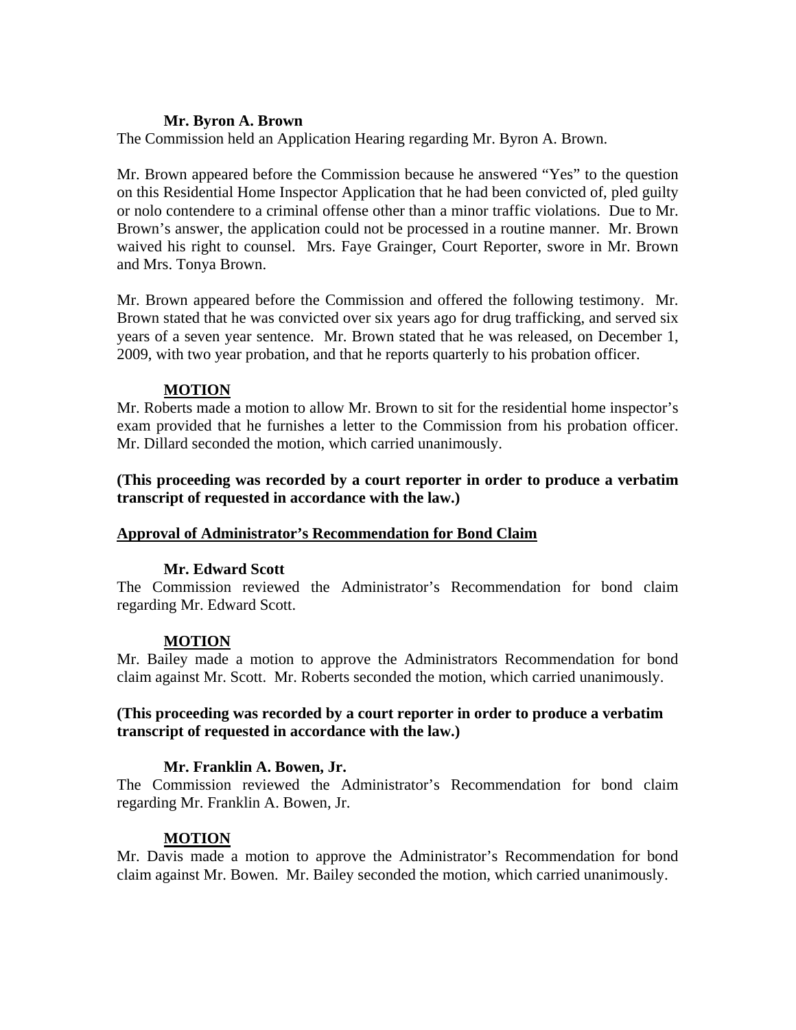**Mr. Byron A. Brown**

The Commission held an Application Hearing regarding Mr. Byron A. Brown.

Mr. Brown appeared before the Commission because he answered "Yes" to the question on this Residential Home Inspector Application that he had been convicted of, pled guilty or nolo contendere to a criminal offense other than a minor traffic violations. Due to Mr. Brown's answer, the application could not be processed in a routine manner. Mr. Brown waived his right to counsel. Mrs. Faye Grainger, Court Reporter, swore in Mr. Brown and Mrs. Tonya Brown.

Mr. Brown appeared before the Commission and offered the following testimony. Mr. Brown stated that he was convicted over six years ago for drug trafficking, and served six years of a seven year sentence. Mr. Brown stated that he was released, on December 1, 2009, with two year probation, and that he reports quarterly to his probation officer.

**MOTION**

Mr. Roberts made a motion to allow Mr. Brown to sit for the residential home inspector's exam provided that he furnishes a letter to the Commission from his probation officer. Mr. Dillard seconded the motion, which carried unanimously.

**(This proceeding was recorded by a court reporter in order to produce a verbatim transcript of requested in accordance with the law.)**

**Approval of Administrator's Recommendation for Bond Claim**

**Mr. Edward Scott**

The Commission reviewed the Administrator's Recommendation for bond claim regarding Mr. Edward Scott.

**MOTION**

Mr. Bailey made a motion to approve the Administrators Recommendation for bond claim against Mr. Scott. Mr. Roberts seconded the motion, which carried unanimously.

**(This proceeding was recorded by a court reporter in order to produce a verbatim transcript of requested in accordance with the law.)**

**Mr. Franklin A. Bowen, Jr.**

The Commission reviewed the Administrator's Recommendation for bond claim regarding Mr. Franklin A. Bowen, Jr.

**MOTION**

Mr. Davis made a motion to approve the Administrator's Recommendation for bond claim against Mr. Bowen. Mr. Bailey seconded the motion, which carried unanimously.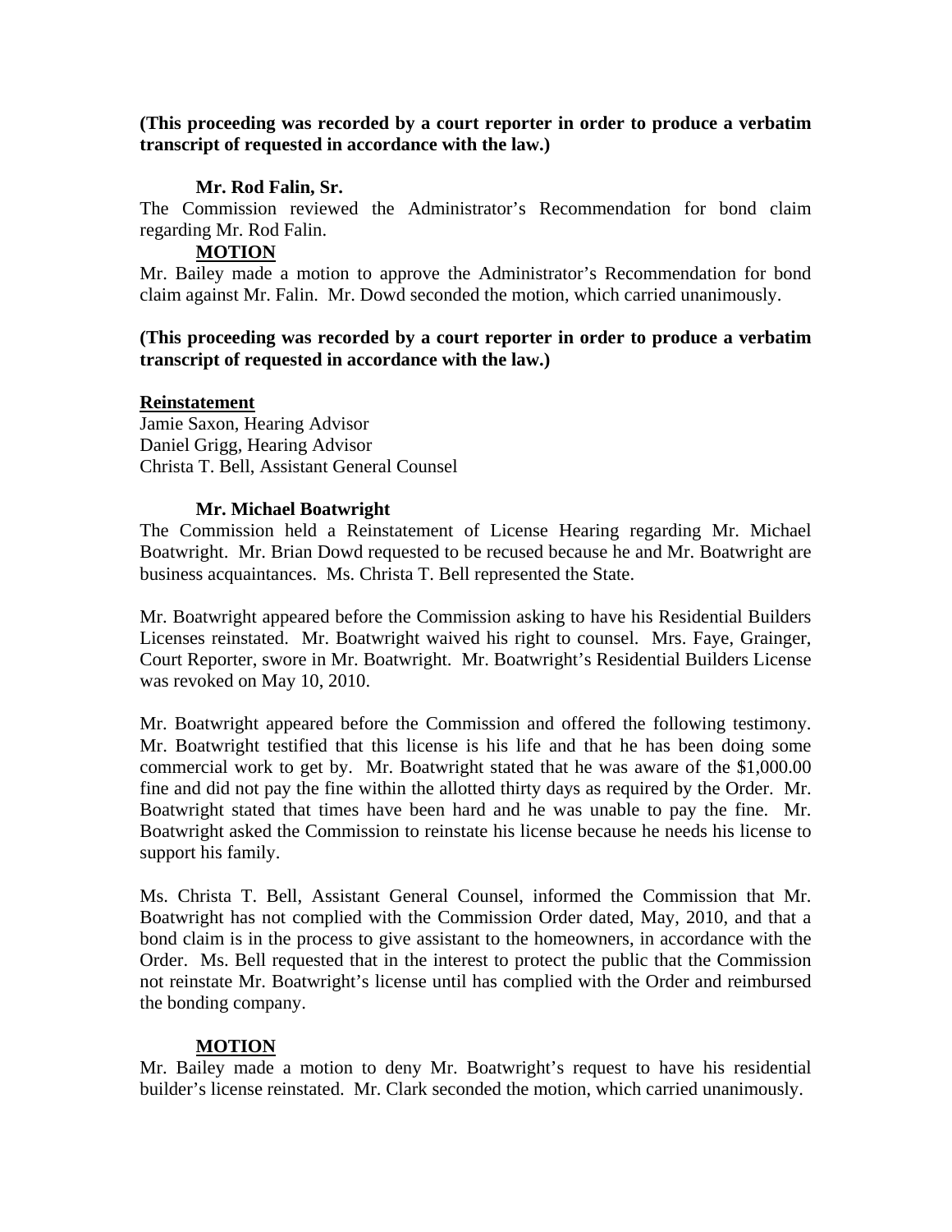**(This proceeding was recorded by a court reporter in order to produce a verbatim transcript of requested in accordance with the law.)**

**Mr. Rod Falin, Sr.**

The Commission reviewed the Administrator's Recommendation for bond claim regarding Mr. Rod Falin.

**MOTION**

Mr. Bailey made a motion to approve the Administrator's Recommendation for bond claim against Mr. Falin. Mr. Dowd seconded the motion, which carried unanimously.

**(This proceeding was recorded by a court reporter in order to produce a verbatim transcript of requested in accordance with the law.)**

**Reinstatement**

Jamie Saxon, Hearing Advisor
Daniel Grigg, Hearing Advisor
Christa T. Bell, Assistant General Counsel

**Mr. Michael Boatwright**

The Commission held a Reinstatement of License Hearing regarding Mr. Michael Boatwright. Mr. Brian Dowd requested to be recused because he and Mr. Boatwright are business acquaintances. Ms. Christa T. Bell represented the State.

Mr. Boatwright appeared before the Commission asking to have his Residential Builders Licenses reinstated. Mr. Boatwright waived his right to counsel. Mrs. Faye, Grainger, Court Reporter, swore in Mr. Boatwright. Mr. Boatwright's Residential Builders License was revoked on May 10, 2010.

Mr. Boatwright appeared before the Commission and offered the following testimony. Mr. Boatwright testified that this license is his life and that he has been doing some commercial work to get by. Mr. Boatwright stated that he was aware of the $1,000.00 fine and did not pay the fine within the allotted thirty days as required by the Order. Mr. Boatwright stated that times have been hard and he was unable to pay the fine. Mr. Boatwright asked the Commission to reinstate his license because he needs his license to support his family.

Ms. Christa T. Bell, Assistant General Counsel, informed the Commission that Mr. Boatwright has not complied with the Commission Order dated, May, 2010, and that a bond claim is in the process to give assistant to the homeowners, in accordance with the Order. Ms. Bell requested that in the interest to protect the public that the Commission not reinstate Mr. Boatwright's license until has complied with the Order and reimbursed the bonding company.

**MOTION**

Mr. Bailey made a motion to deny Mr. Boatwright's request to have his residential builder's license reinstated. Mr. Clark seconded the motion, which carried unanimously.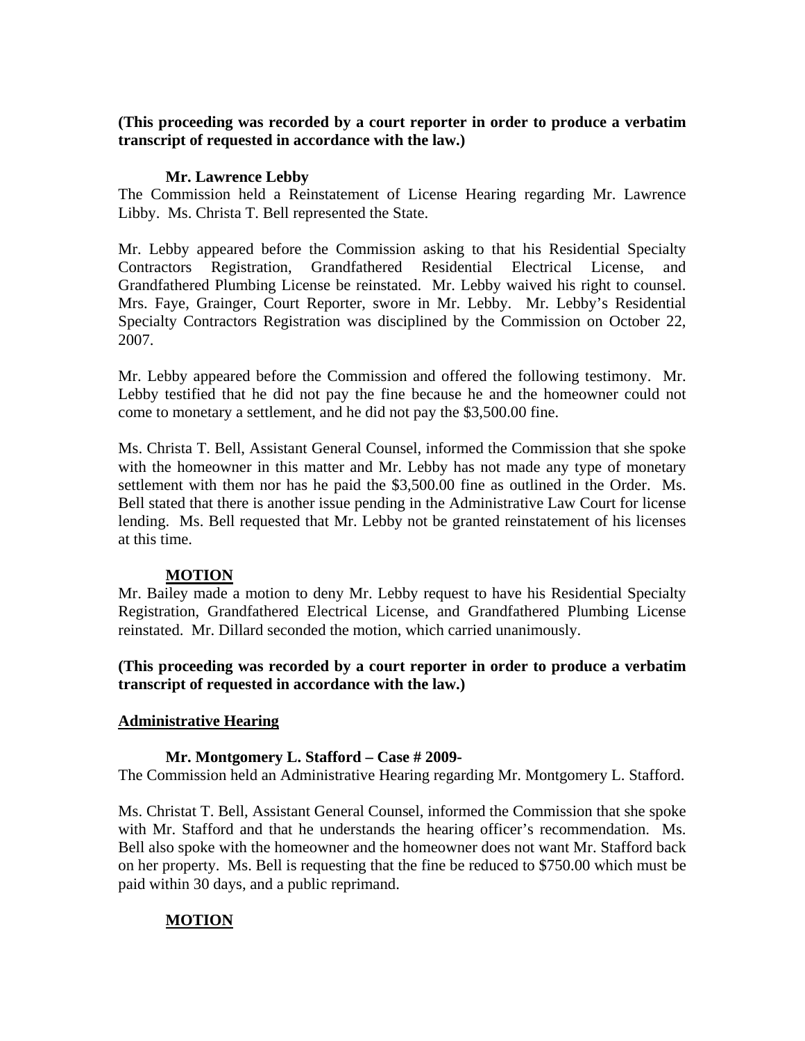**(This proceeding was recorded by a court reporter in order to produce a verbatim transcript of requested in accordance with the law.)**

**Mr. Lawrence Lebby**

The Commission held a Reinstatement of License Hearing regarding Mr. Lawrence Libby. Ms. Christa T. Bell represented the State.

Mr. Lebby appeared before the Commission asking to that his Residential Specialty Contractors Registration, Grandfathered Residential Electrical License, and Grandfathered Plumbing License be reinstated. Mr. Lebby waived his right to counsel. Mrs. Faye, Grainger, Court Reporter, swore in Mr. Lebby. Mr. Lebby's Residential Specialty Contractors Registration was disciplined by the Commission on October 22, 2007.

Mr. Lebby appeared before the Commission and offered the following testimony. Mr. Lebby testified that he did not pay the fine because he and the homeowner could not come to monetary a settlement, and he did not pay the $3,500.00 fine.

Ms. Christa T. Bell, Assistant General Counsel, informed the Commission that she spoke with the homeowner in this matter and Mr. Lebby has not made any type of monetary settlement with them nor has he paid the $3,500.00 fine as outlined in the Order. Ms. Bell stated that there is another issue pending in the Administrative Law Court for license lending. Ms. Bell requested that Mr. Lebby not be granted reinstatement of his licenses at this time.

**MOTION**

Mr. Bailey made a motion to deny Mr. Lebby request to have his Residential Specialty Registration, Grandfathered Electrical License, and Grandfathered Plumbing License reinstated. Mr. Dillard seconded the motion, which carried unanimously.

**(This proceeding was recorded by a court reporter in order to produce a verbatim transcript of requested in accordance with the law.)**

**Administrative Hearing**

**Mr. Montgomery L. Stafford – Case # 2009-**

The Commission held an Administrative Hearing regarding Mr. Montgomery L. Stafford.

Ms. Christat T. Bell, Assistant General Counsel, informed the Commission that she spoke with Mr. Stafford and that he understands the hearing officer's recommendation. Ms. Bell also spoke with the homeowner and the homeowner does not want Mr. Stafford back on her property. Ms. Bell is requesting that the fine be reduced to $750.00 which must be paid within 30 days, and a public reprimand.

**MOTION**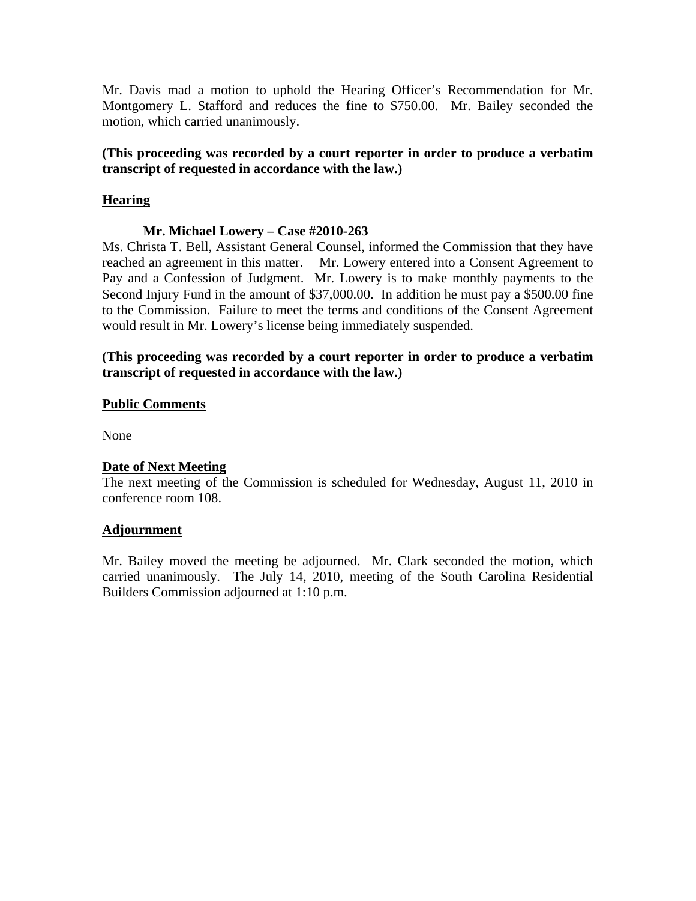Mr. Davis mad a motion to uphold the Hearing Officer's Recommendation for Mr. Montgomery L. Stafford and reduces the fine to $750.00. Mr. Bailey seconded the motion, which carried unanimously.

**(This proceeding was recorded by a court reporter in order to produce a verbatim transcript of requested in accordance with the law.)**

## Hearing

**Mr. Michael Lowery – Case #2010-263**

Ms. Christa T. Bell, Assistant General Counsel, informed the Commission that they have reached an agreement in this matter. Mr. Lowery entered into a Consent Agreement to Pay and a Confession of Judgment. Mr. Lowery is to make monthly payments to the Second Injury Fund in the amount of $37,000.00. In addition he must pay a $500.00 fine to the Commission. Failure to meet the terms and conditions of the Consent Agreement would result in Mr. Lowery's license being immediately suspended.

**(This proceeding was recorded by a court reporter in order to produce a verbatim transcript of requested in accordance with the law.)**

## Public Comments

None

## Date of Next Meeting

The next meeting of the Commission is scheduled for Wednesday, August 11, 2010 in conference room 108.

## Adjournment

Mr. Bailey moved the meeting be adjourned. Mr. Clark seconded the motion, which carried unanimously. The July 14, 2010, meeting of the South Carolina Residential Builders Commission adjourned at 1:10 p.m.